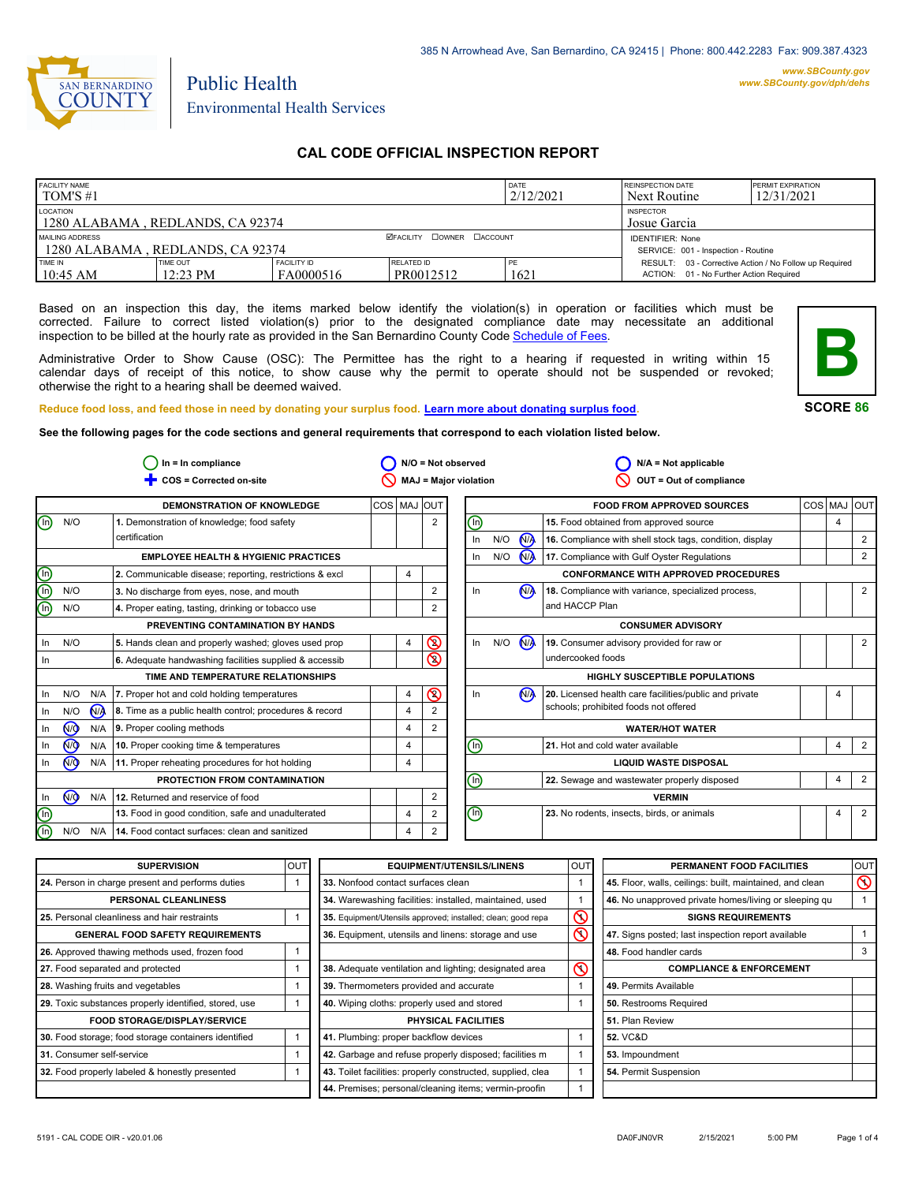385 N Arrowhead Ave, San Bernardino, CA 92415 | Phone: 800.442.2283 Fax: 909.387.4323

www.SBCounty.gov
www.SBCounty.gov/dph/dehs

SAN BERNARDINO COUNTY

Public Health
Environmental Health Services

# CAL CODE OFFICIAL INSPECTION REPORT

| FACILITY NAME | | | | DATE | REINSPECTION DATE | PERMIT EXPIRATION |
|---|---|---|---|---|---|---|
| TOM'S #1 | | | | 2/12/2021 | Next Routine | 12/31/2021 |
| LOCATION | | | | | INSPECTOR | |
| 1280 ALABAMA , REDLANDS, CA 92374 | | | | | Josue Garcia | |
| MAILING ADDRESS | | | ☑FACILITY ☐OWNER ☐ACCOUNT | | IDENTIFIER: None | |
| 1280 ALABAMA , REDLANDS, CA 92374 | | | | | SERVICE: 001 - Inspection - Routine | |
| TIME IN | TIME OUT | FACILITY ID | RELATED ID | PE | RESULT: 03 - Corrective Action / No Follow up Required | |
| 10:45 AM | 12:23 PM | FA0000516 | PR0012512 | 1621 | ACTION: 01 - No Further Action Required | |

Based on an inspection this day, the items marked below identify the violation(s) in operation or facilities which must be corrected. Failure to correct listed violation(s) prior to the designated compliance date may necessitate an additional inspection to be billed at the hourly rate as provided in the San Bernardino County Code Schedule of Fees.

Administrative Order to Show Cause (OSC): The Permittee has the right to a hearing if requested in writing within 15 calendar days of receipt of this notice, to show cause why the permit to operate should not be suspended or revoked; otherwise the right to a hearing shall be deemed waived.

**B**

**SCORE 86**

Reduce food loss, and feed those in need by donating your surplus food. Learn more about donating surplus food.

**See the following pages for the code sections and general requirements that correspond to each violation listed below.**

In = In compliance | N/O = Not observed | N/A = Not applicable
COS = Corrected on-site | MAJ = Major violation | OUT = Out of compliance

| | | | DEMONSTRATION OF KNOWLEDGE | COS | MAJ | OUT |
|---|---|---|---|---|---|---|
| (In) | N/O | | 1. Demonstration of knowledge; food safety certification | | | 2 |
| | | | **EMPLOYEE HEALTH & HYGIENIC PRACTICES** | | | |
| (In) | | | 2. Communicable disease; reporting, restrictions & excl | | 4 | |
| (In) | N/O | | 3. No discharge from eyes, nose, and mouth | | | 2 |
| (In) | N/O | | 4. Proper eating, tasting, drinking or tobacco use | | | 2 |
| | | | **PREVENTING CONTAMINATION BY HANDS** | | | |
| In | N/O | | 5. Hands clean and properly washed; gloves used prop | | 4 | (2) |
| In | | | 6. Adequate handwashing facilities supplied & accessib | | | (2) |
| | | | **TIME AND TEMPERATURE RELATIONSHIPS** | | | |
| In | N/O | N/A | 7. Proper hot and cold holding temperatures | | 4 | (2) |
| In | N/O | (N/A) | 8. Time as a public health control; procedures & record | | 4 | 2 |
| In | (N/O) | N/A | 9. Proper cooling methods | | 4 | 2 |
| In | (N/O) | N/A | 10. Proper cooking time & temperatures | | 4 | |
| In | (N/O) | N/A | 11. Proper reheating procedures for hot holding | | 4 | |
| | | | **PROTECTION FROM CONTAMINATION** | | | |
| In | (N/O) | N/A | 12. Returned and reservice of food | | | 2 |
| (In) | | | 13. Food in good condition, safe and unadulterated | | 4 | 2 |
| (In) | N/O | N/A | 14. Food contact surfaces: clean and sanitized | | 4 | 2 |

| | | | FOOD FROM APPROVED SOURCES | COS | MAJ | OUT |
|---|---|---|---|---|---|---|
| (In) | | | 15. Food obtained from approved source | | 4 | |
| In | N/O | (N/A) | 16. Compliance with shell stock tags, condition, display | | | 2 |
| In | N/O | (N/A) | 17. Compliance with Gulf Oyster Regulations | | | 2 |
| | | | **CONFORMANCE WITH APPROVED PROCEDURES** | | | |
| In | | (N/A) | 18. Compliance with variance, specialized process, and HACCP Plan | | | 2 |
| | | | **CONSUMER ADVISORY** | | | |
| In | N/O | (N/A) | 19. Consumer advisory provided for raw or undercooked foods | | | 2 |
| | | | **HIGHLY SUSCEPTIBLE POPULATIONS** | | | |
| In | | (N/A) | 20. Licensed health care facilities/public and private schools; prohibited foods not offered | | 4 | |
| | | | **WATER/HOT WATER** | | | |
| (In) | | | 21. Hot and cold water available | | 4 | 2 |
| | | | **LIQUID WASTE DISPOSAL** | | | |
| (In) | | | 22. Sewage and wastewater properly disposed | | 4 | 2 |
| | | | **VERMIN** | | | |
| (In) | | | 23. No rodents, insects, birds, or animals | | 4 | 2 |

| SUPERVISION | OUT |
|---|---|
| 24. Person in charge present and performs duties | 1 |
| **PERSONAL CLEANLINESS** | |
| 25. Personal cleanliness and hair restraints | 1 |
| **GENERAL FOOD SAFETY REQUIREMENTS** | |
| 26. Approved thawing methods used, frozen food | 1 |
| 27. Food separated and protected | 1 |
| 28. Washing fruits and vegetables | 1 |
| 29. Toxic substances properly identified, stored, use | 1 |
| **FOOD STORAGE/DISPLAY/SERVICE** | |
| 30. Food storage; food storage containers identified | 1 |
| 31. Consumer self-service | 1 |
| 32. Food properly labeled & honestly presented | 1 |

| EQUIPMENT/UTENSILS/LINENS | OUT |
|---|---|
| 33. Nonfood contact surfaces clean | 1 |
| 34. Warewashing facilities: installed, maintained, used | 1 |
| 35. Equipment/Utensils approved; installed; clean; good repa | (1) |
| 36. Equipment, utensils and linens: storage and use | (1) |
| 38. Adequate ventilation and lighting; designated area | (1) |
| 39. Thermometers provided and accurate | 1 |
| 40. Wiping cloths: properly used and stored | 1 |
| **PHYSICAL FACILITIES** | |
| 41. Plumbing: proper backflow devices | 1 |
| 42. Garbage and refuse properly disposed; facilities m | 1 |
| 43. Toilet facilities: properly constructed, supplied, clea | 1 |
| 44. Premises; personal/cleaning items; vermin-proofin | 1 |

| PERMANENT FOOD FACILITIES | OUT |
|---|---|
| 45. Floor, walls, ceilings: built, maintained, and clean | (1) |
| 46. No unapproved private homes/living or sleeping qu | 1 |
| **SIGNS REQUIREMENTS** | |
| 47. Signs posted; last inspection report available | 1 |
| 48. Food handler cards | 3 |
| **COMPLIANCE & ENFORCEMENT** | |
| 49. Permits Available | |
| 50. Restrooms Required | |
| 51. Plan Review | |
| 52. VC&D | |
| 53. Impoundment | |
| 54. Permit Suspension | |

5191 - CAL CODE OIR - v20.01.06 DA0FJN0VR 2/15/2021 5:00 PM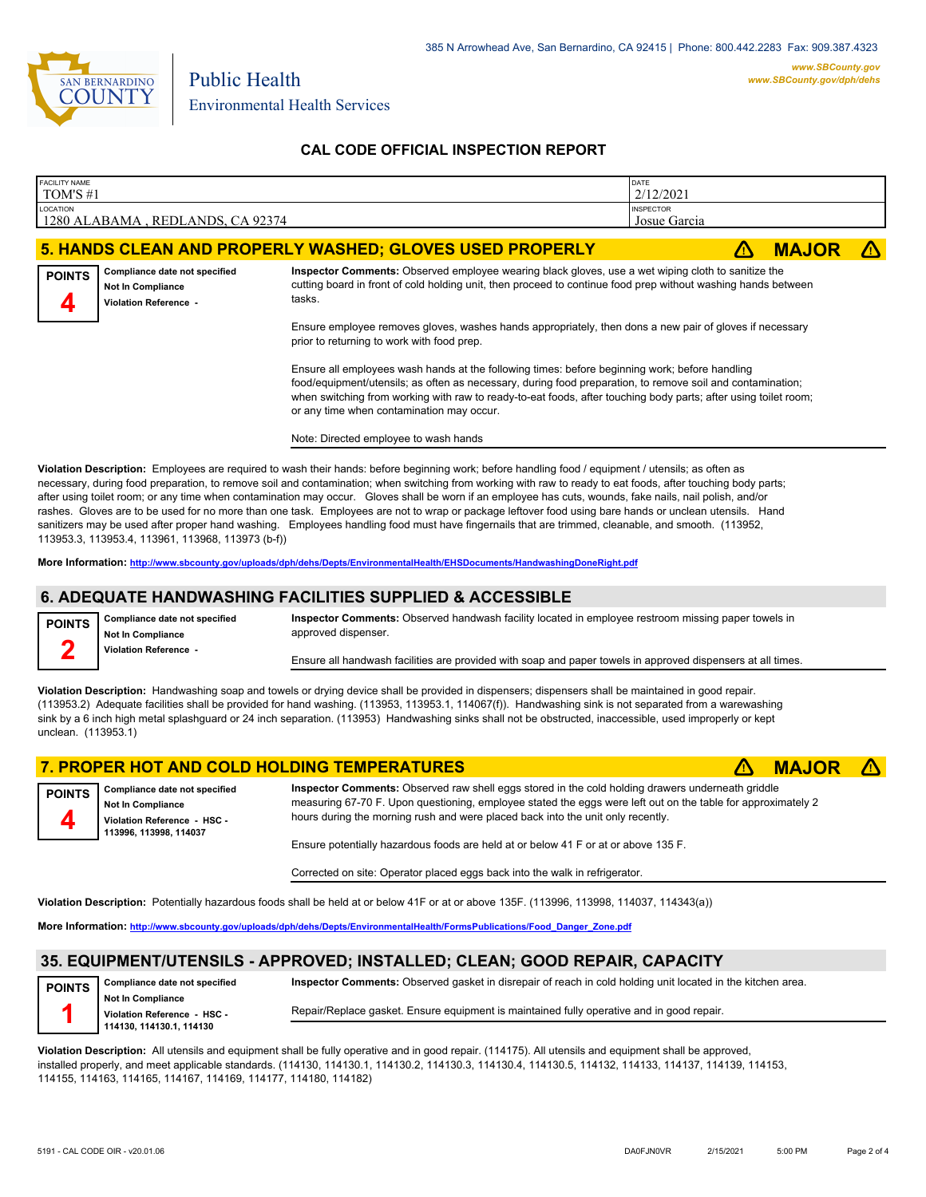385 N Arrowhead Ave, San Bernardino, CA 92415 | Phone: 800.442.2283 Fax: 909.387.4323

www.SBCounty.gov
www.SBCounty.gov/dph/dehs

San Bernardino County Public Health Environmental Health Services

## CAL CODE OFFICIAL INSPECTION REPORT

| FACILITY NAME | DATE |
|---|---|
| TOM'S #1 | 2/12/2021 |
| **LOCATION** | **INSPECTOR** |
| 1280 ALABAMA , REDLANDS, CA 92374 | Josue Garcia |

## 5. HANDS CLEAN AND PROPERLY WASHED; GLOVES USED PROPERLY — ⚠ MAJOR ⚠

**POINTS 4**

**Compliance date not specified**
**Not In Compliance**
**Violation Reference -**

**Inspector Comments:** Observed employee wearing black gloves, use a wet wiping cloth to sanitize the cutting board in front of cold holding unit, then proceed to continue food prep without washing hands between tasks.

Ensure employee removes gloves, washes hands appropriately, then dons a new pair of gloves if necessary prior to returning to work with food prep.

Ensure all employees wash hands at the following times: before beginning work; before handling food/equipment/utensils; as often as necessary, during food preparation, to remove soil and contamination; when switching from working with raw to ready-to-eat foods, after touching body parts; after using toilet room; or any time when contamination may occur.

Note: Directed employee to wash hands

**Violation Description:** Employees are required to wash their hands: before beginning work; before handling food / equipment / utensils; as often as necessary, during food preparation, to remove soil and contamination; when switching from working with raw to ready to eat foods, after touching body parts; after using toilet room; or any time when contamination may occur. Gloves shall be worn if an employee has cuts, wounds, fake nails, nail polish, and/or rashes. Gloves are to be used for no more than one task. Employees are not to wrap or package leftover food using bare hands or unclean utensils. Hand sanitizers may be used after proper hand washing. Employees handling food must have fingernails that are trimmed, cleanable, and smooth. (113952, 113953.3, 113953.4, 113961, 113968, 113973 (b-f))

**More Information:** http://www.sbcounty.gov/uploads/dph/dehs/Depts/EnvironmentalHealth/EHSDocuments/HandwashingDoneRight.pdf

## 6. ADEQUATE HANDWASHING FACILITIES SUPPLIED & ACCESSIBLE

**POINTS 2**

**Compliance date not specified**
**Not In Compliance**
**Violation Reference -**

**Inspector Comments:** Observed handwash facility located in employee restroom missing paper towels in approved dispenser.

Ensure all handwash facilities are provided with soap and paper towels in approved dispensers at all times.

**Violation Description:** Handwashing soap and towels or drying device shall be provided in dispensers; dispensers shall be maintained in good repair. (113953.2) Adequate facilities shall be provided for hand washing. (113953, 113953.1, 114067(f)). Handwashing sink is not separated from a warewashing sink by a 6 inch high metal splashguard or 24 inch separation. (113953) Handwashing sinks shall not be obstructed, inaccessible, used improperly or kept unclean. (113953.1)

## 7. PROPER HOT AND COLD HOLDING TEMPERATURES — ⚠ MAJOR ⚠

**POINTS 4**

**Compliance date not specified**
**Not In Compliance**
**Violation Reference - HSC - 113996, 113998, 114037**

**Inspector Comments:** Observed raw shell eggs stored in the cold holding drawers underneath griddle measuring 67-70 F. Upon questioning, employee stated the eggs were left out on the table for approximately 2 hours during the morning rush and were placed back into the unit only recently.

Ensure potentially hazardous foods are held at or below 41 F or at or above 135 F.

Corrected on site: Operator placed eggs back into the walk in refrigerator.

**Violation Description:** Potentially hazardous foods shall be held at or below 41F or at or above 135F. (113996, 113998, 114037, 114343(a))

**More Information:** http://www.sbcounty.gov/uploads/dph/dehs/Depts/EnvironmentalHealth/FormsPublications/Food_Danger_Zone.pdf

## 35. EQUIPMENT/UTENSILS - APPROVED; INSTALLED; CLEAN; GOOD REPAIR, CAPACITY

**POINTS 1**

**Compliance date not specified**
**Not In Compliance**
**Violation Reference - HSC - 114130, 114130.1, 114130**

**Inspector Comments:** Observed gasket in disrepair of reach in cold holding unit located in the kitchen area.

Repair/Replace gasket. Ensure equipment is maintained fully operative and in good repair.

**Violation Description:** All utensils and equipment shall be fully operative and in good repair. (114175). All utensils and equipment shall be approved, installed properly, and meet applicable standards. (114130, 114130.1, 114130.2, 114130.3, 114130.4, 114130.5, 114132, 114133, 114137, 114139, 114153, 114155, 114163, 114165, 114167, 114169, 114177, 114180, 114182)

5191 - CAL CODE OIR - v20.01.06 DA0FJN0VR 2/15/2021 5:00 PM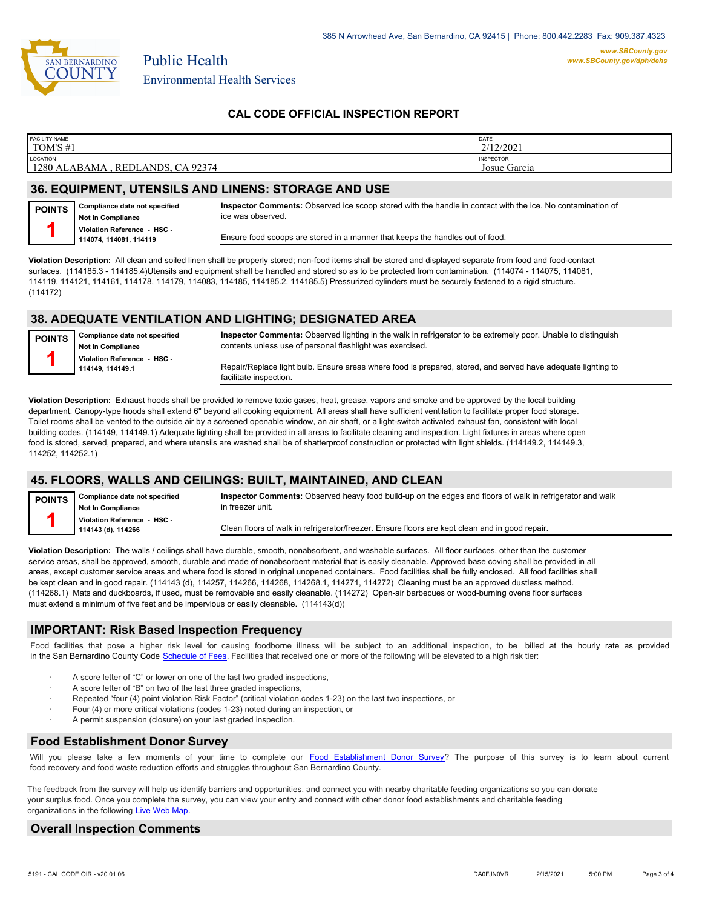385 N Arrowhead Ave, San Bernardino, CA 92415 | Phone: 800.442.2283 Fax: 909.387.4323

www.SBCounty.gov
www.SBCounty.gov/dph/dehs

Public Health
Environmental Health Services

## CAL CODE OFFICIAL INSPECTION REPORT

| FACILITY NAME | DATE |
|---|---|
| TOM'S #1 | 2/12/2021 |
| LOCATION | INSPECTOR |
| 1280 ALABAMA , REDLANDS, CA 92374 | Josue Garcia |

## 36. EQUIPMENT, UTENSILS AND LINENS: STORAGE AND USE

**POINTS** 1

**Compliance date not specified**
**Not In Compliance**
**Violation Reference - HSC - 114074, 114081, 114119**

**Inspector Comments:** Observed ice scoop stored with the handle in contact with the ice. No contamination of ice was observed.

Ensure food scoops are stored in a manner that keeps the handles out of food.

**Violation Description:** All clean and soiled linen shall be properly stored; non-food items shall be stored and displayed separate from food and food-contact surfaces. (114185.3 - 114185.4)Utensils and equipment shall be handled and stored so as to be protected from contamination. (114074 - 114075, 114081, 114119, 114121, 114161, 114178, 114179, 114083, 114185, 114185.2, 114185.5) Pressurized cylinders must be securely fastened to a rigid structure. (114172)

## 38. ADEQUATE VENTILATION AND LIGHTING; DESIGNATED AREA

**POINTS** 1

**Compliance date not specified**
**Not In Compliance**
**Violation Reference - HSC - 114149, 114149.1**

**Inspector Comments:** Observed lighting in the walk in refrigerator to be extremely poor. Unable to distinguish contents unless use of personal flashlight was exercised.

Repair/Replace light bulb. Ensure areas where food is prepared, stored, and served have adequate lighting to facilitate inspection.

**Violation Description:** Exhaust hoods shall be provided to remove toxic gases, heat, grease, vapors and smoke and be approved by the local building department. Canopy-type hoods shall extend 6" beyond all cooking equipment. All areas shall have sufficient ventilation to facilitate proper food storage. Toilet rooms shall be vented to the outside air by a screened openable window, an air shaft, or a light-switch activated exhaust fan, consistent with local building codes. (114149, 114149.1) Adequate lighting shall be provided in all areas to facilitate cleaning and inspection. Light fixtures in areas where open food is stored, served, prepared, and where utensils are washed shall be of shatterproof construction or protected with light shields. (114149.2, 114149.3, 114252, 114252.1)

## 45. FLOORS, WALLS AND CEILINGS: BUILT, MAINTAINED, AND CLEAN

**POINTS** 1

**Compliance date not specified**
**Not In Compliance**
**Violation Reference - HSC - 114143 (d), 114266**

**Inspector Comments:** Observed heavy food build-up on the edges and floors of walk in refrigerator and walk in freezer unit.

Clean floors of walk in refrigerator/freezer. Ensure floors are kept clean and in good repair.

**Violation Description:** The walls / ceilings shall have durable, smooth, nonabsorbent, and washable surfaces. All floor surfaces, other than the customer service areas, shall be approved, smooth, durable and made of nonabsorbent material that is easily cleanable. Approved base coving shall be provided in all areas, except customer service areas and where food is stored in original unopened containers. Food facilities shall be fully enclosed. All food facilities shall be kept clean and in good repair. (114143 (d), 114257, 114266, 114268, 114268.1, 114271, 114272) Cleaning must be an approved dustless method. (114268.1) Mats and duckboards, if used, must be removable and easily cleanable. (114272) Open-air barbecues or wood-burning ovens floor surfaces must extend a minimum of five feet and be impervious or easily cleanable. (114143(d))

## IMPORTANT: Risk Based Inspection Frequency

Food facilities that pose a higher risk level for causing foodborne illness will be subject to an additional inspection, to be billed at the hourly rate as provided in the San Bernardino County Code Schedule of Fees. Facilities that received one or more of the following will be elevated to a high risk tier:

- A score letter of "C" or lower on one of the last two graded inspections,
- A score letter of "B" on two of the last three graded inspections,
- Repeated "four (4) point violation Risk Factor" (critical violation codes 1-23) on the last two inspections, or
- Four (4) or more critical violations (codes 1-23) noted during an inspection, or
- A permit suspension (closure) on your last graded inspection.

## Food Establishment Donor Survey

Will you please take a few moments of your time to complete our Food Establishment Donor Survey? The purpose of this survey is to learn about current food recovery and food waste reduction efforts and struggles throughout San Bernardino County.

The feedback from the survey will help us identify barriers and opportunities, and connect you with nearby charitable feeding organizations so you can donate your surplus food. Once you complete the survey, you can view your entry and connect with other donor food establishments and charitable feeding organizations in the following Live Web Map.

## Overall Inspection Comments

5191 - CAL CODE OIR - v20.01.06 DA0FJN0VR 2/15/2021 5:00 PM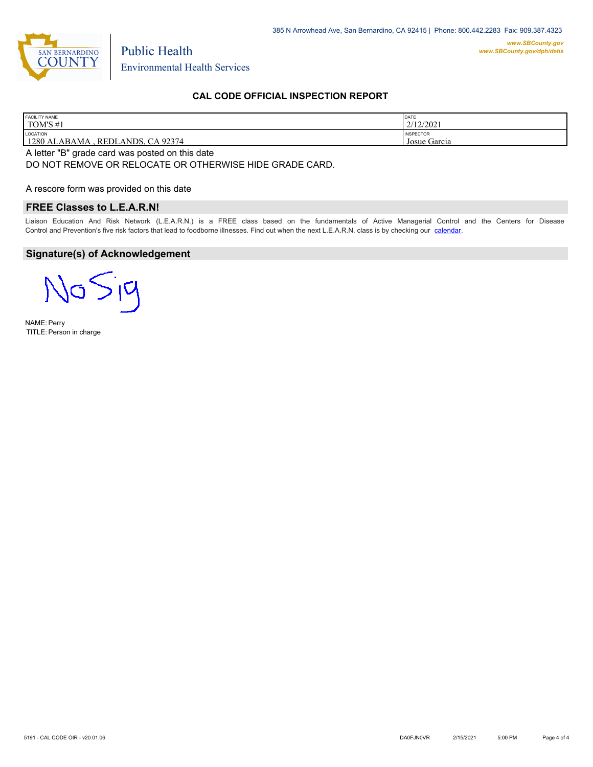385 N Arrowhead Ave, San Bernardino, CA 92415 | Phone: 800.442.2283 Fax: 909.387.4323

www.SBCounty.gov
www.SBCounty.gov/dph/dehs

Public Health
Environmental Health Services

## CAL CODE OFFICIAL INSPECTION REPORT

| FACILITY NAME | DATE |
|---|---|
| TOM'S #1 | 2/12/2021 |
| **LOCATION** | **INSPECTOR** |
| 1280 ALABAMA , REDLANDS, CA 92374 | Josue Garcia |

A letter "B" grade card was posted on this date
DO NOT REMOVE OR RELOCATE OR OTHERWISE HIDE GRADE CARD.

A rescore form was provided on this date

## FREE Classes to L.E.A.R.N!

Liaison Education And Risk Network (L.E.A.R.N.) is a FREE class based on the fundamentals of Active Managerial Control and the Centers for Disease Control and Prevention's five risk factors that lead to foodborne illnesses. Find out when the next L.E.A.R.N. class is by checking our calendar.

## Signature(s) of Acknowledgement

No Sig

NAME: Perry
TITLE: Person in charge

5191 - CAL CODE OIR - v20.01.06 DA0FJN0VR 2/15/2021 5:00 PM